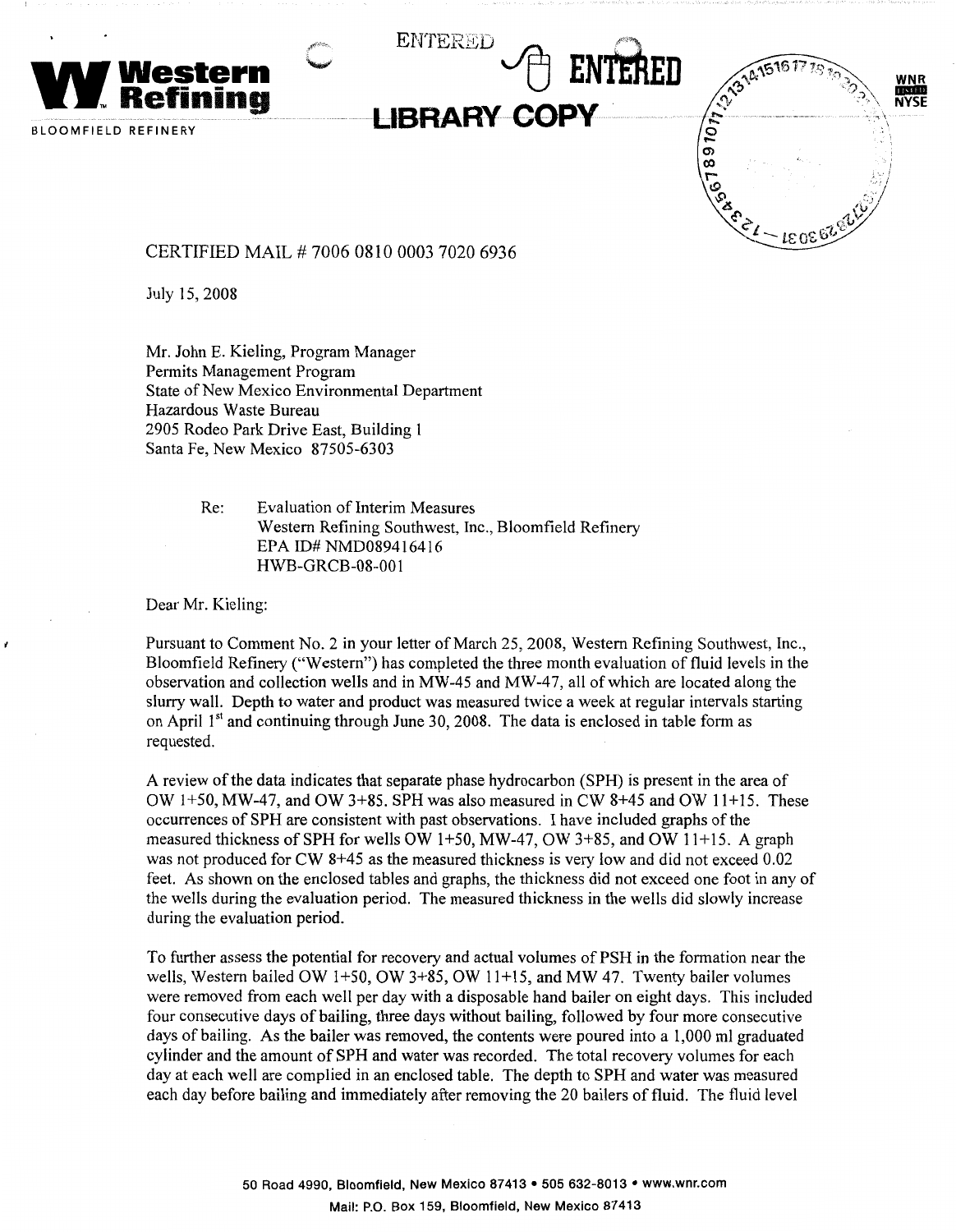**Western Refining**

BLOOMFIELD REFINERY

ENTERED

ENTERED

LIBRARY COPY

WNR NYSE

CERTIFIED MAIL # 7006 0810 0003 7020 6936

July 15, 2008

Mr. John E. Kieling, Program Manager
Permits Management Program
State of New Mexico Environmental Department
Hazardous Waste Bureau
2905 Rodeo Park Drive East, Building 1
Santa Fe, New Mexico 87505-6303

Re: Evaluation of Interim Measures
Western Refining Southwest, Inc., Bloomfield Refinery
EPA ID# NMD089416416
HWB-GRCB-08-001

Dear Mr. Kieling:

Pursuant to Comment No. 2 in your letter of March 25, 2008, Western Refining Southwest, Inc., Bloomfield Refinery ("Western") has completed the three month evaluation of fluid levels in the observation and collection wells and in MW-45 and MW-47, all of which are located along the slurry wall. Depth to water and product was measured twice a week at regular intervals starting on April 1st and continuing through June 30, 2008. The data is enclosed in table form as requested.

A review of the data indicates that separate phase hydrocarbon (SPH) is present in the area of OW 1+50, MW-47, and OW 3+85. SPH was also measured in CW 8+45 and OW 11+15. These occurrences of SPH are consistent with past observations. I have included graphs of the measured thickness of SPH for wells OW 1+50, MW-47, OW 3+85, and OW 11+15. A graph was not produced for CW 8+45 as the measured thickness is very low and did not exceed 0.02 feet. As shown on the enclosed tables and graphs, the thickness did not exceed one foot in any of the wells during the evaluation period. The measured thickness in the wells did slowly increase during the evaluation period.

To further assess the potential for recovery and actual volumes of PSH in the formation near the wells, Western bailed OW 1+50, OW 3+85, OW 11+15, and MW 47. Twenty bailer volumes were removed from each well per day with a disposable hand bailer on eight days. This included four consecutive days of bailing, three days without bailing, followed by four more consecutive days of bailing. As the bailer was removed, the contents were poured into a 1,000 ml graduated cylinder and the amount of SPH and water was recorded. The total recovery volumes for each day at each well are complied in an enclosed table. The depth to SPH and water was measured each day before bailing and immediately after removing the 20 bailers of fluid. The fluid level

50 Road 4990, Bloomfield, New Mexico 87413 • 505 632-8013 • www.wnr.com
Mail: P.O. Box 159, Bloomfield, New Mexico 87413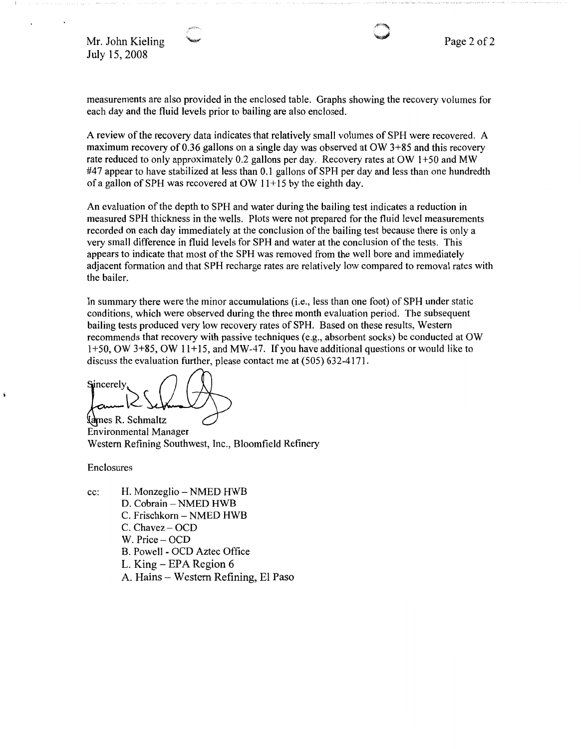measurements are also provided in the enclosed table. Graphs showing the recovery volumes for each day and the fluid levels prior to bailing are also enclosed.

A review of the recovery data indicates that relatively small volumes of SPH were recovered. A maximum recovery of 0.36 gallons on a single day was observed at OW 3+85 and this recovery rate reduced to only approximately 0.2 gallons per day. Recovery rates at OW 1+50 and MW #47 appear to have stabilized at less than 0.1 gallons of SPH per day and less than one hundredth of a gallon of SPH was recovered at OW 11+15 by the eighth day.

An evaluation of the depth to SPH and water during the bailing test indicates a reduction in measured SPH thickness in the wells. Plots were not prepared for the fluid level measurements recorded on each day immediately at the conclusion of the bailing test because there is only a very small difference in fluid levels for SPH and water at the conclusion of the tests. This appears to indicate that most of the SPH was removed from the well bore and immediately adjacent formation and that SPH recharge rates are relatively low compared to removal rates with the bailer.

In summary there were the minor accumulations (i.e., less than one foot) of SPH under static conditions, which were observed during the three month evaluation period. The subsequent bailing tests produced very low recovery rates of SPH. Based on these results, Western recommends that recovery with passive techniques (e.g., absorbent socks) be conducted at OW 1+50, OW 3+85, OW 11+15, and MW-47. If you have additional questions or would like to discuss the evaluation further, please contact me at (505) 632-4171.

Sincerely,

James R. Schmaltz
Environmental Manager
Western Refining Southwest, Inc., Bloomfield Refinery

Enclosures

cc: H. Monzeglio – NMED HWB
D. Cobrain – NMED HWB
C. Frischkorn – NMED HWB
C. Chavez – OCD
W. Price – OCD
B. Powell - OCD Aztec Office
L. King – EPA Region 6
A. Hains – Western Refining, El Paso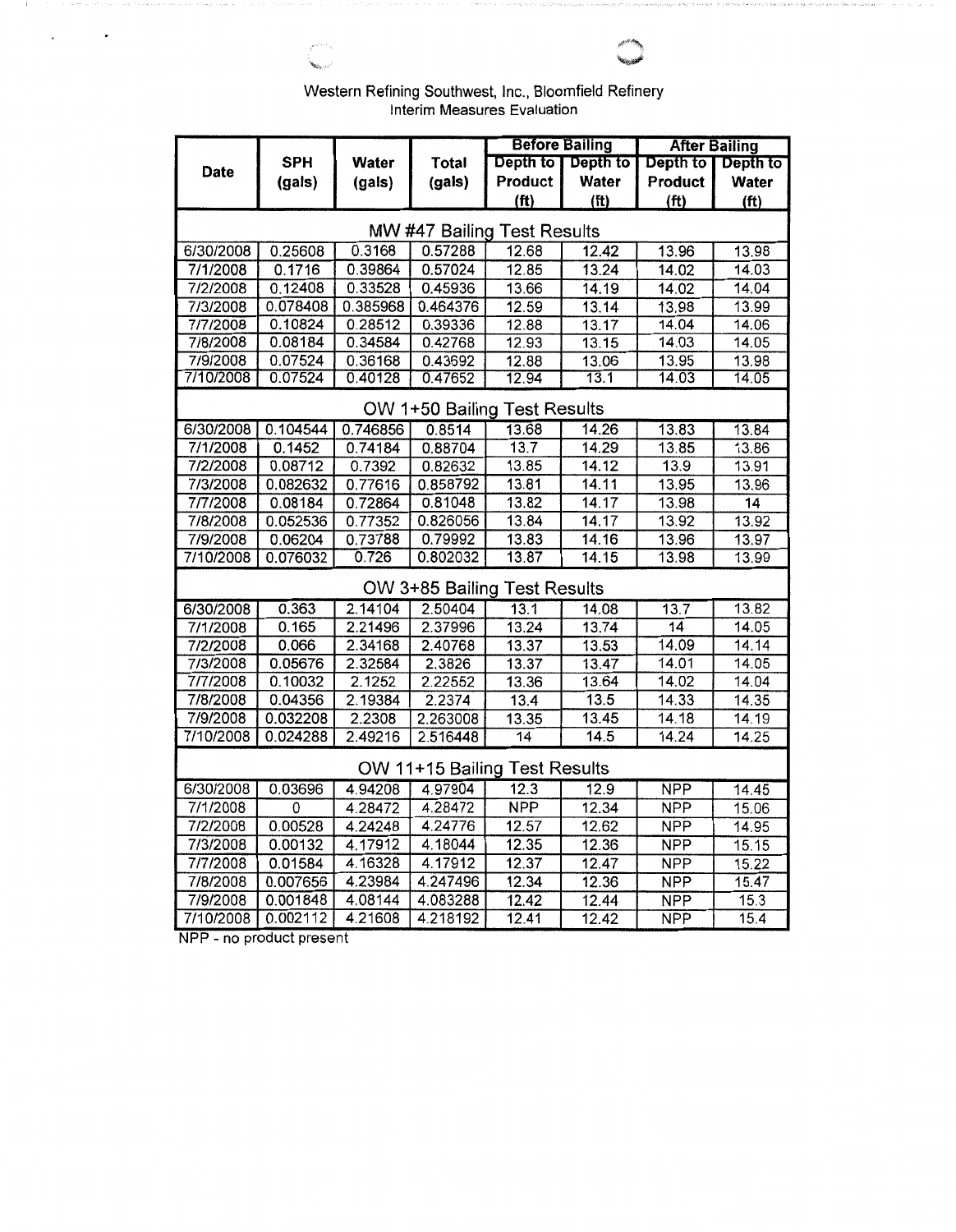Western Refining Southwest, Inc., Bloomfield Refinery
Interim Measures Evaluation

| Date | SPH (gals) | Water (gals) | Total (gals) | Before Bailing | | After Bailing | |
|---|---|---|---|---|---|---|---|
| | | | | Depth to Product (ft) | Depth to Water (ft) | Depth to Product (ft) | Depth to Water (ft) |
| **MW #47 Bailing Test Results** | | | | | | | |
| 6/30/2008 | 0.25608 | 0.3168 | 0.57288 | 12.68 | 12.42 | 13.96 | 13.98 |
| 7/1/2008 | 0.1716 | 0.39864 | 0.57024 | 12.85 | 13.24 | 14.02 | 14.03 |
| 7/2/2008 | 0.12408 | 0.33528 | 0.45936 | 13.66 | 14.19 | 14.02 | 14.04 |
| 7/3/2008 | 0.078408 | 0.385968 | 0.464376 | 12.59 | 13.14 | 13.98 | 13.99 |
| 7/7/2008 | 0.10824 | 0.28512 | 0.39336 | 12.88 | 13.17 | 14.04 | 14.06 |
| 7/8/2008 | 0.08184 | 0.34584 | 0.42768 | 12.93 | 13.15 | 14.03 | 14.05 |
| 7/9/2008 | 0.07524 | 0.36168 | 0.43692 | 12.88 | 13.06 | 13.95 | 13.98 |
| 7/10/2008 | 0.07524 | 0.40128 | 0.47652 | 12.94 | 13.1 | 14.03 | 14.05 |
| **OW 1+50 Bailing Test Results** | | | | | | | |
| 6/30/2008 | 0.104544 | 0.746856 | 0.8514 | 13.68 | 14.26 | 13.83 | 13.84 |
| 7/1/2008 | 0.1452 | 0.74184 | 0.88704 | 13.7 | 14.29 | 13.85 | 13.86 |
| 7/2/2008 | 0.08712 | 0.7392 | 0.82632 | 13.85 | 14.12 | 13.9 | 13.91 |
| 7/3/2008 | 0.082632 | 0.77616 | 0.858792 | 13.81 | 14.11 | 13.95 | 13.96 |
| 7/7/2008 | 0.08184 | 0.72864 | 0.81048 | 13.82 | 14.17 | 13.98 | 14 |
| 7/8/2008 | 0.052536 | 0.77352 | 0.826056 | 13.84 | 14.17 | 13.92 | 13.92 |
| 7/9/2008 | 0.06204 | 0.73788 | 0.79992 | 13.83 | 14.16 | 13.96 | 13.97 |
| 7/10/2008 | 0.076032 | 0.726 | 0.802032 | 13.87 | 14.15 | 13.98 | 13.99 |
| **OW 3+85 Bailing Test Results** | | | | | | | |
| 6/30/2008 | 0.363 | 2.14104 | 2.50404 | 13.1 | 14.08 | 13.7 | 13.82 |
| 7/1/2008 | 0.165 | 2.21496 | 2.37996 | 13.24 | 13.74 | 14 | 14.05 |
| 7/2/2008 | 0.066 | 2.34168 | 2.40768 | 13.37 | 13.53 | 14.09 | 14.14 |
| 7/3/2008 | 0.05676 | 2.32584 | 2.3826 | 13.37 | 13.47 | 14.01 | 14.05 |
| 7/7/2008 | 0.10032 | 2.1252 | 2.22552 | 13.36 | 13.64 | 14.02 | 14.04 |
| 7/8/2008 | 0.04356 | 2.19384 | 2.2374 | 13.4 | 13.5 | 14.33 | 14.35 |
| 7/9/2008 | 0.032208 | 2.2308 | 2.263008 | 13.35 | 13.45 | 14.18 | 14.19 |
| 7/10/2008 | 0.024288 | 2.49216 | 2.516448 | 14 | 14.5 | 14.24 | 14.25 |
| **OW 11+15 Bailing Test Results** | | | | | | | |
| 6/30/2008 | 0.03696 | 4.94208 | 4.97904 | 12.3 | 12.9 | NPP | 14.45 |
| 7/1/2008 | 0 | 4.28472 | 4.28472 | NPP | 12.34 | NPP | 15.06 |
| 7/2/2008 | 0.00528 | 4.24248 | 4.24776 | 12.57 | 12.62 | NPP | 14.95 |
| 7/3/2008 | 0.00132 | 4.17912 | 4.18044 | 12.35 | 12.36 | NPP | 15.15 |
| 7/7/2008 | 0.01584 | 4.16328 | 4.17912 | 12.37 | 12.47 | NPP | 15.22 |
| 7/8/2008 | 0.007656 | 4.23984 | 4.247496 | 12.34 | 12.36 | NPP | 15.47 |
| 7/9/2008 | 0.001848 | 4.08144 | 4.083288 | 12.42 | 12.44 | NPP | 15.3 |
| 7/10/2008 | 0.002112 | 4.21608 | 4.218192 | 12.41 | 12.42 | NPP | 15.4 |

NPP - no product present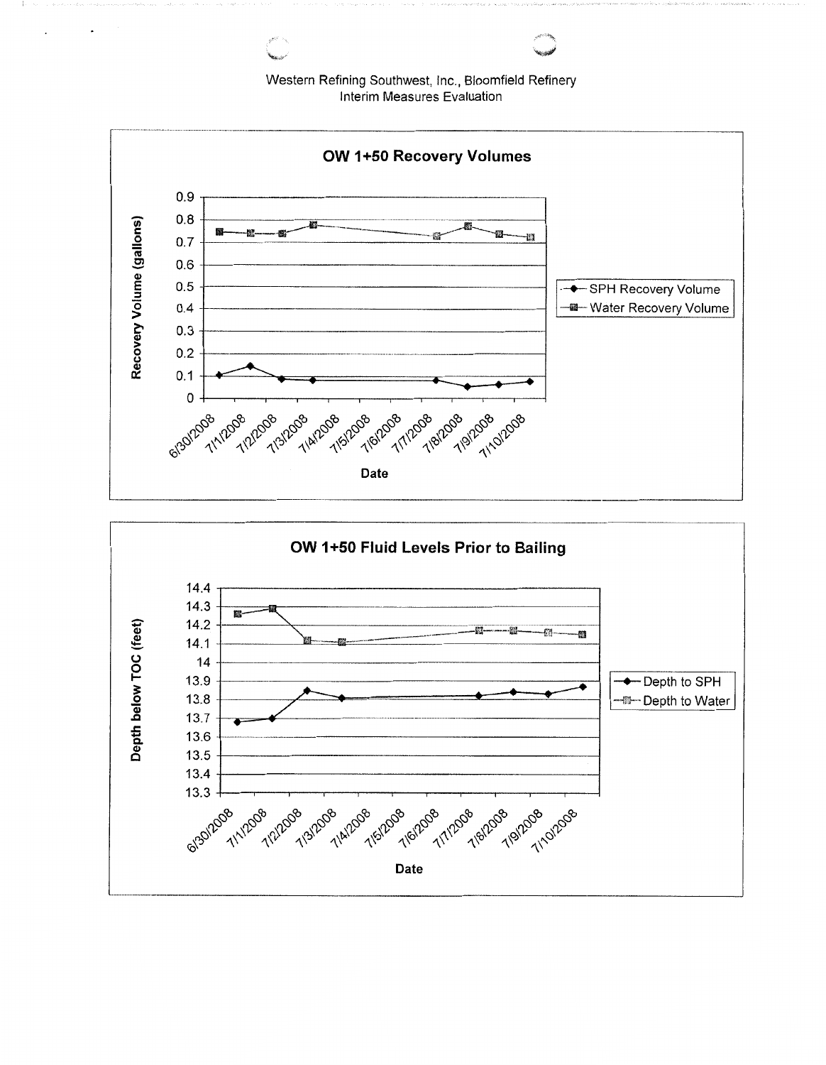Western Refining Southwest, Inc., Bloomfield Refinery
Interim Measures Evaluation

## OW 1+50 Recovery Volumes

Recovery Volume (gallons)

Date

- SPH Recovery Volume
- Water Recovery Volume

## OW 1+50 Fluid Levels Prior to Bailing

Depth below TOC (feet)

Date

- Depth to SPH
- Depth to Water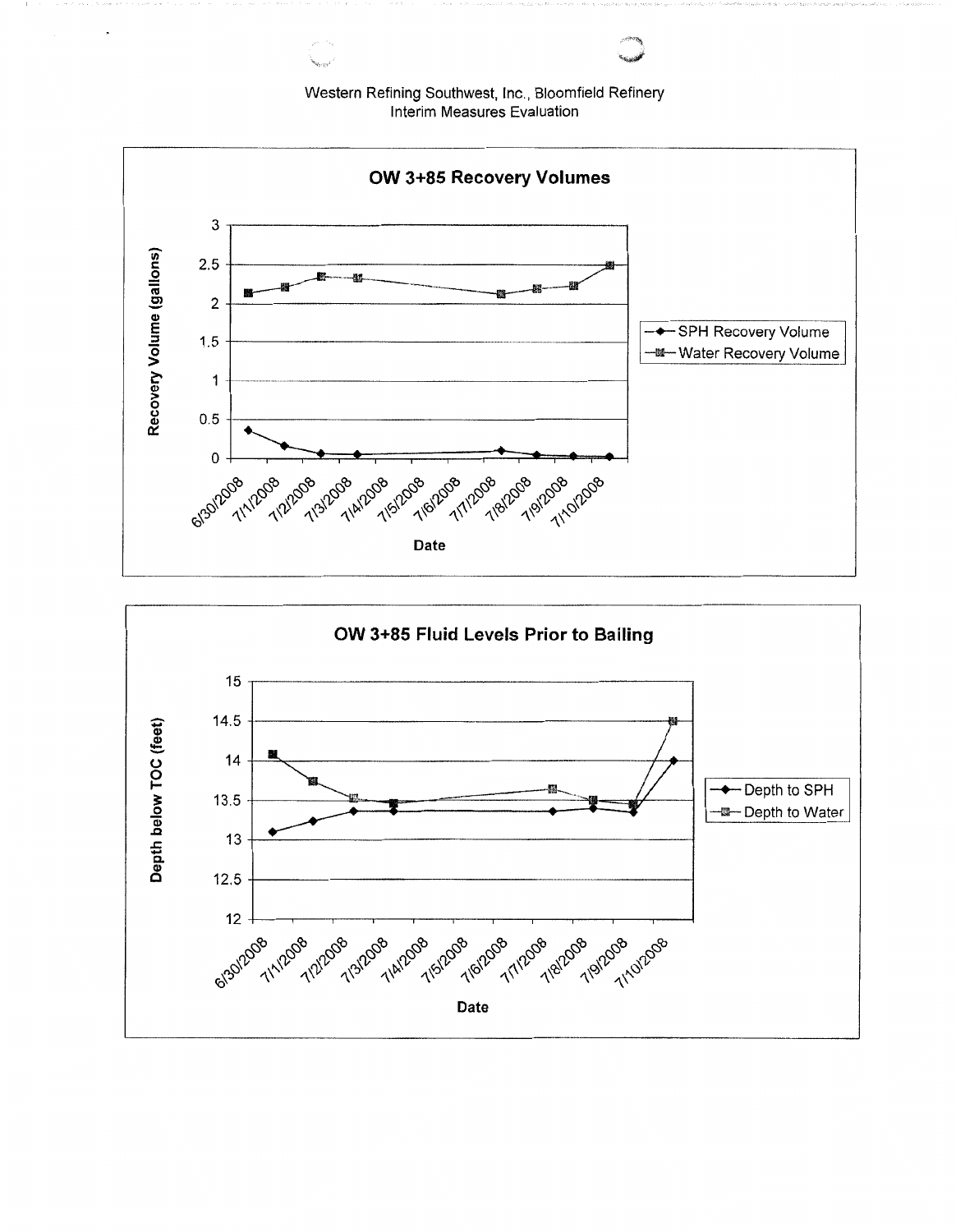Western Refining Southwest, Inc., Bloomfield Refinery
Interim Measures Evaluation

**OW 3+85 Recovery Volumes**

Recovery Volume (gallons)

3
2.5
2
1.5
1
0.5
0

6/30/2008 7/1/2008 7/2/2008 7/3/2008 7/4/2008 7/5/2008 7/6/2008 7/7/2008 7/8/2008 7/9/2008 7/10/2008

Date

- SPH Recovery Volume
- Water Recovery Volume

**OW 3+85 Fluid Levels Prior to Bailing**

Depth below TOC (feet)

15
14.5
14
13.5
13
12.5
12

6/30/2008 7/1/2008 7/2/2008 7/3/2008 7/4/2008 7/5/2008 7/6/2008 7/7/2008 7/8/2008 7/9/2008 7/10/2008

Date

- Depth to SPH
- Depth to Water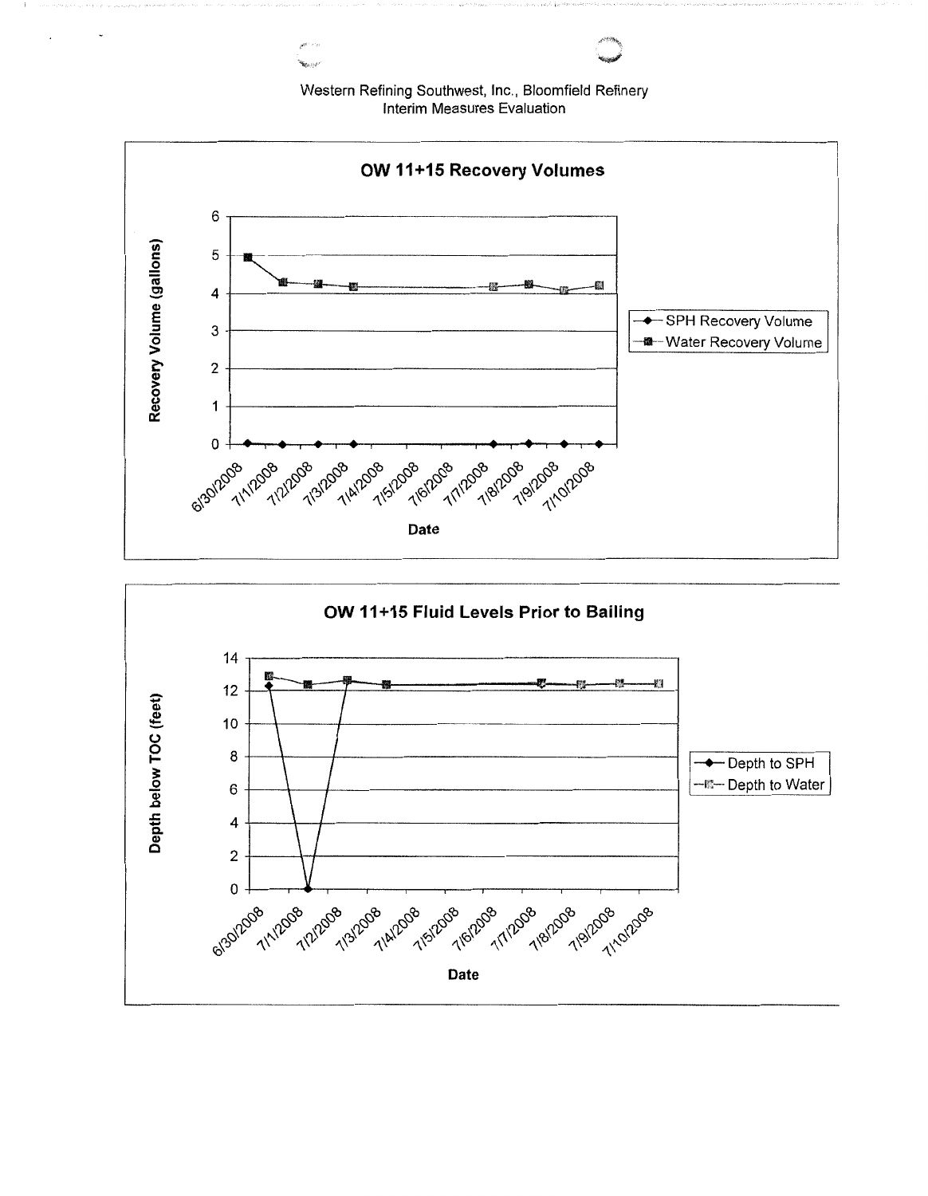Western Refining Southwest, Inc., Bloomfield Refinery
Interim Measures Evaluation

**OW 11+15 Recovery Volumes**

Recovery Volume (gallons)

0, 1, 2, 3, 4, 5, 6

6/30/2008, 7/1/2008, 7/2/2008, 7/3/2008, 7/4/2008, 7/5/2008, 7/6/2008, 7/7/2008, 7/8/2008, 7/9/2008, 7/10/2008

Date

SPH Recovery Volume
Water Recovery Volume

**OW 11+15 Fluid Levels Prior to Bailing**

Depth below TOC (feet)

0, 2, 4, 6, 8, 10, 12, 14

6/30/2008, 7/1/2008, 7/2/2008, 7/3/2008, 7/4/2008, 7/5/2008, 7/6/2008, 7/7/2008, 7/8/2008, 7/9/2008, 7/10/2008

Date

Depth to SPH
Depth to Water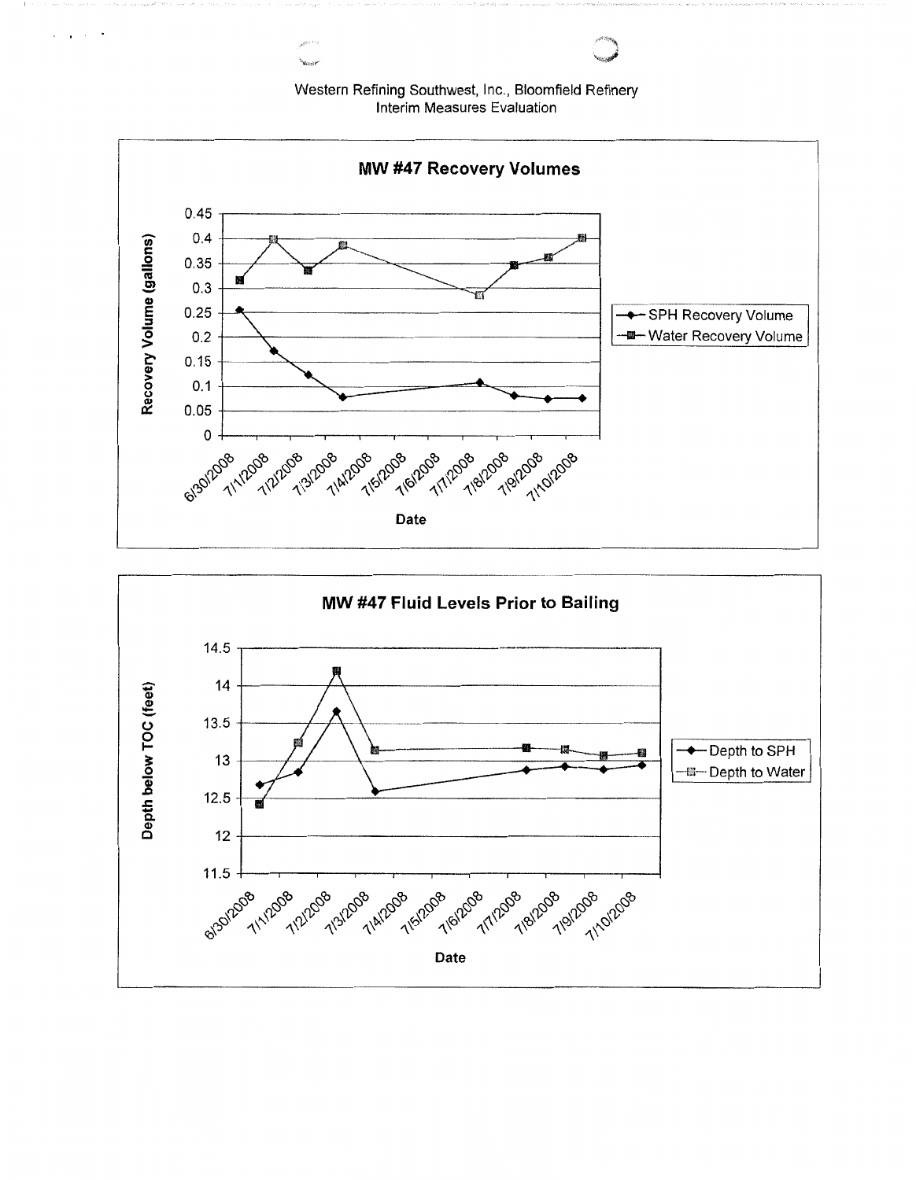Western Refining Southwest, Inc., Bloomfield Refinery
Interim Measures Evaluation

**MW #47 Recovery Volumes**

Recovery Volume (gallons)

0.45
0.4
0.35
0.3
0.25
0.2
0.15
0.1
0.05
0

6/30/2008 7/1/2008 7/2/2008 7/3/2008 7/4/2008 7/5/2008 7/6/2008 7/7/2008 7/8/2008 7/9/2008 7/10/2008

Date

SPH Recovery Volume
Water Recovery Volume

**MW #47 Fluid Levels Prior to Bailing**

Depth below TOC (feet)

14.5
14
13.5
13
12.5
12
11.5

6/30/2008 7/1/2008 7/2/2008 7/3/2008 7/4/2008 7/5/2008 7/6/2008 7/7/2008 7/8/2008 7/9/2008 7/10/2008

Date

Depth to SPH
Depth to Water